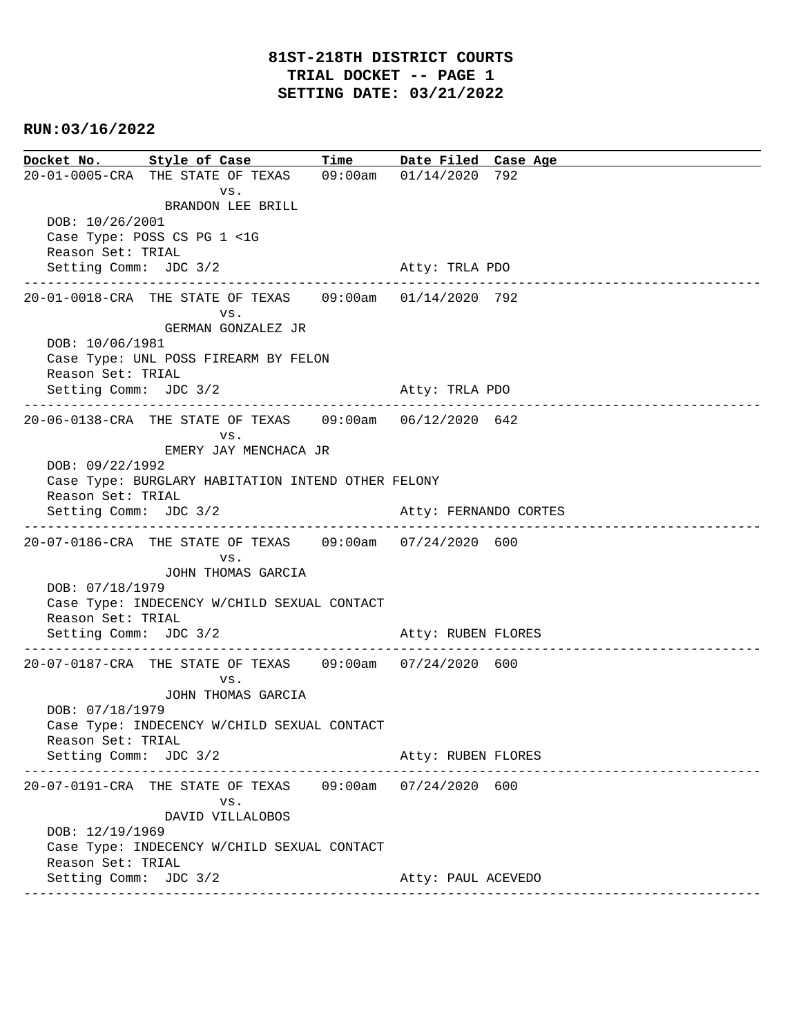# 81ST-218TH DISTRICT COURTS
## TRIAL DOCKET -- PAGE 1
## SETTING DATE: 03/21/2022

**RUN:03/16/2022**

| Docket No. | Style of Case | Time | Date Filed | Case Age |
|---|---|---|---|---|
| 20-01-0005-CRA | THE STATE OF TEXAS vs. BRANDON LEE BRILL | 09:00am | 01/14/2020 | 792 |

DOB: 10/26/2001
Case Type: POSS CS PG 1 <1G
Reason Set: TRIAL
Setting Comm: JDC 3/2 — Atty: TRLA PDO

---

| Docket No. | Style of Case | Time | Date Filed | Case Age |
|---|---|---|---|---|
| 20-01-0018-CRA | THE STATE OF TEXAS vs. GERMAN GONZALEZ JR | 09:00am | 01/14/2020 | 792 |

DOB: 10/06/1981
Case Type: UNL POSS FIREARM BY FELON
Reason Set: TRIAL
Setting Comm: JDC 3/2 — Atty: TRLA PDO

---

| Docket No. | Style of Case | Time | Date Filed | Case Age |
|---|---|---|---|---|
| 20-06-0138-CRA | THE STATE OF TEXAS vs. EMERY JAY MENCHACA JR | 09:00am | 06/12/2020 | 642 |

DOB: 09/22/1992
Case Type: BURGLARY HABITATION INTEND OTHER FELONY
Reason Set: TRIAL
Setting Comm: JDC 3/2 — Atty: FERNANDO CORTES

---

| Docket No. | Style of Case | Time | Date Filed | Case Age |
|---|---|---|---|---|
| 20-07-0186-CRA | THE STATE OF TEXAS vs. JOHN THOMAS GARCIA | 09:00am | 07/24/2020 | 600 |

DOB: 07/18/1979
Case Type: INDECENCY W/CHILD SEXUAL CONTACT
Reason Set: TRIAL
Setting Comm: JDC 3/2 — Atty: RUBEN FLORES

---

| Docket No. | Style of Case | Time | Date Filed | Case Age |
|---|---|---|---|---|
| 20-07-0187-CRA | THE STATE OF TEXAS vs. JOHN THOMAS GARCIA | 09:00am | 07/24/2020 | 600 |

DOB: 07/18/1979
Case Type: INDECENCY W/CHILD SEXUAL CONTACT
Reason Set: TRIAL
Setting Comm: JDC 3/2 — Atty: RUBEN FLORES

---

| Docket No. | Style of Case | Time | Date Filed | Case Age |
|---|---|---|---|---|
| 20-07-0191-CRA | THE STATE OF TEXAS vs. DAVID VILLALOBOS | 09:00am | 07/24/2020 | 600 |

DOB: 12/19/1969
Case Type: INDECENCY W/CHILD SEXUAL CONTACT
Reason Set: TRIAL
Setting Comm: JDC 3/2 — Atty: PAUL ACEVEDO

---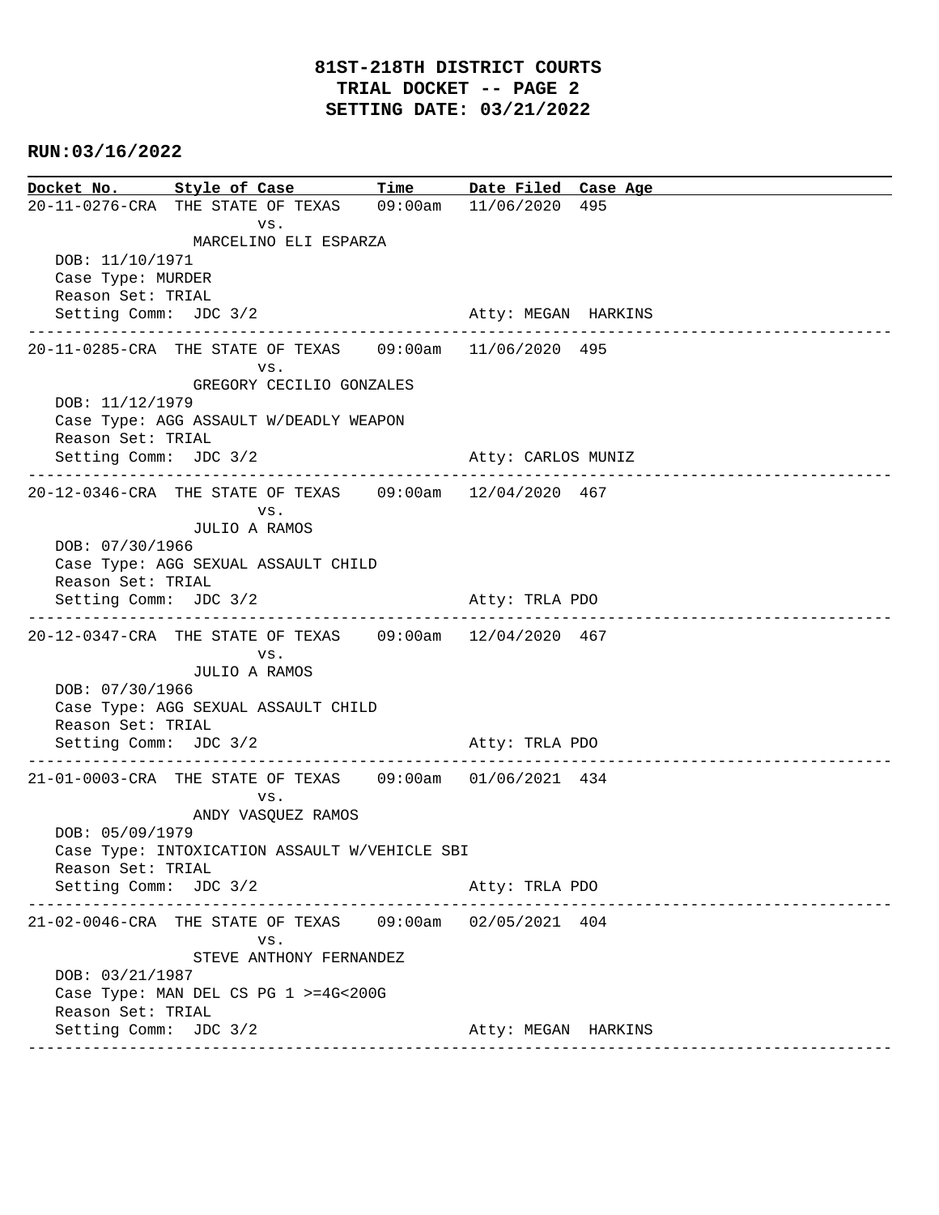# 81ST-218TH DISTRICT COURTS
## TRIAL DOCKET -- PAGE 2
## SETTING DATE: 03/21/2022

**RUN:03/16/2022**

| Docket No. | Style of Case | Time | Date Filed | Case Age |
|---|---|---|---|---|
| 20-11-0276-CRA | THE STATE OF TEXAS vs. MARCELINO ELI ESPARZA | 09:00am | 11/06/2020 | 495 |

DOB: 11/10/1971
Case Type: MURDER
Reason Set: TRIAL
Setting Comm: JDC 3/2 — Atty: MEGAN HARKINS

---

| Docket No. | Style of Case | Time | Date Filed | Case Age |
|---|---|---|---|---|
| 20-11-0285-CRA | THE STATE OF TEXAS vs. GREGORY CECILIO GONZALES | 09:00am | 11/06/2020 | 495 |

DOB: 11/12/1979
Case Type: AGG ASSAULT W/DEADLY WEAPON
Reason Set: TRIAL
Setting Comm: JDC 3/2 — Atty: CARLOS MUNIZ

---

| Docket No. | Style of Case | Time | Date Filed | Case Age |
|---|---|---|---|---|
| 20-12-0346-CRA | THE STATE OF TEXAS vs. JULIO A RAMOS | 09:00am | 12/04/2020 | 467 |

DOB: 07/30/1966
Case Type: AGG SEXUAL ASSAULT CHILD
Reason Set: TRIAL
Setting Comm: JDC 3/2 — Atty: TRLA PDO

---

| Docket No. | Style of Case | Time | Date Filed | Case Age |
|---|---|---|---|---|
| 20-12-0347-CRA | THE STATE OF TEXAS vs. JULIO A RAMOS | 09:00am | 12/04/2020 | 467 |

DOB: 07/30/1966
Case Type: AGG SEXUAL ASSAULT CHILD
Reason Set: TRIAL
Setting Comm: JDC 3/2 — Atty: TRLA PDO

---

| Docket No. | Style of Case | Time | Date Filed | Case Age |
|---|---|---|---|---|
| 21-01-0003-CRA | THE STATE OF TEXAS vs. ANDY VASQUEZ RAMOS | 09:00am | 01/06/2021 | 434 |

DOB: 05/09/1979
Case Type: INTOXICATION ASSAULT W/VEHICLE SBI
Reason Set: TRIAL
Setting Comm: JDC 3/2 — Atty: TRLA PDO

---

| Docket No. | Style of Case | Time | Date Filed | Case Age |
|---|---|---|---|---|
| 21-02-0046-CRA | THE STATE OF TEXAS vs. STEVE ANTHONY FERNANDEZ | 09:00am | 02/05/2021 | 404 |

DOB: 03/21/1987
Case Type: MAN DEL CS PG 1 >=4G<200G
Reason Set: TRIAL
Setting Comm: JDC 3/2 — Atty: MEGAN HARKINS

---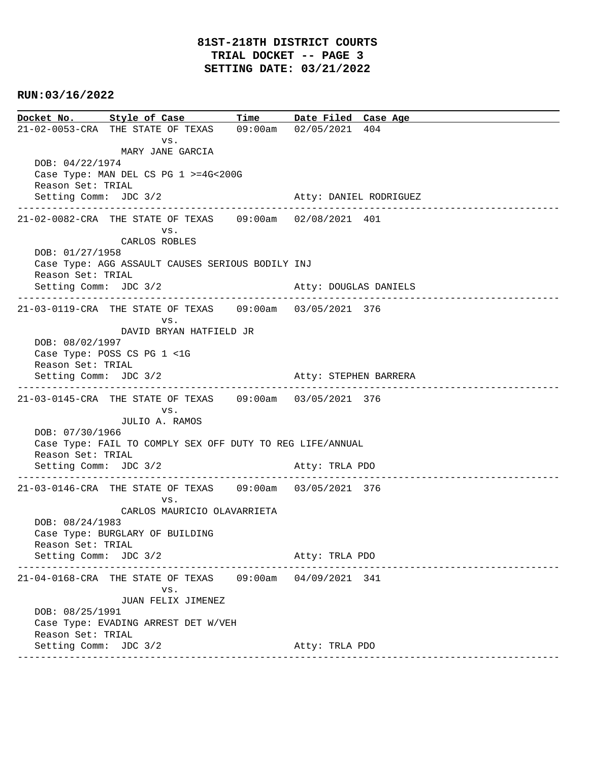# 81ST-218TH DISTRICT COURTS
## TRIAL DOCKET -- PAGE 3
## SETTING DATE: 03/21/2022

**RUN:03/16/2022**

| Docket No. | Style of Case | Time | Date Filed | Case Age |
|---|---|---|---|---|
| 21-02-0053-CRA | THE STATE OF TEXAS vs. MARY JANE GARCIA | 09:00am | 02/05/2021 | 404 |

DOB: 04/22/1974
Case Type: MAN DEL CS PG 1 >=4G<200G
Reason Set: TRIAL
Setting Comm: JDC 3/2 Atty: DANIEL RODRIGUEZ

---

| Docket No. | Style of Case | Time | Date Filed | Case Age |
|---|---|---|---|---|
| 21-02-0082-CRA | THE STATE OF TEXAS vs. CARLOS ROBLES | 09:00am | 02/08/2021 | 401 |

DOB: 01/27/1958
Case Type: AGG ASSAULT CAUSES SERIOUS BODILY INJ
Reason Set: TRIAL
Setting Comm: JDC 3/2 Atty: DOUGLAS DANIELS

---

| Docket No. | Style of Case | Time | Date Filed | Case Age |
|---|---|---|---|---|
| 21-03-0119-CRA | THE STATE OF TEXAS vs. DAVID BRYAN HATFIELD JR | 09:00am | 03/05/2021 | 376 |

DOB: 08/02/1997
Case Type: POSS CS PG 1 <1G
Reason Set: TRIAL
Setting Comm: JDC 3/2 Atty: STEPHEN BARRERA

---

| Docket No. | Style of Case | Time | Date Filed | Case Age |
|---|---|---|---|---|
| 21-03-0145-CRA | THE STATE OF TEXAS vs. JULIO A. RAMOS | 09:00am | 03/05/2021 | 376 |

DOB: 07/30/1966
Case Type: FAIL TO COMPLY SEX OFF DUTY TO REG LIFE/ANNUAL
Reason Set: TRIAL
Setting Comm: JDC 3/2 Atty: TRLA PDO

---

| Docket No. | Style of Case | Time | Date Filed | Case Age |
|---|---|---|---|---|
| 21-03-0146-CRA | THE STATE OF TEXAS vs. CARLOS MAURICIO OLAVARRIETA | 09:00am | 03/05/2021 | 376 |

DOB: 08/24/1983
Case Type: BURGLARY OF BUILDING
Reason Set: TRIAL
Setting Comm: JDC 3/2 Atty: TRLA PDO

---

| Docket No. | Style of Case | Time | Date Filed | Case Age |
|---|---|---|---|---|
| 21-04-0168-CRA | THE STATE OF TEXAS vs. JUAN FELIX JIMENEZ | 09:00am | 04/09/2021 | 341 |

DOB: 08/25/1991
Case Type: EVADING ARREST DET W/VEH
Reason Set: TRIAL
Setting Comm: JDC 3/2 Atty: TRLA PDO

---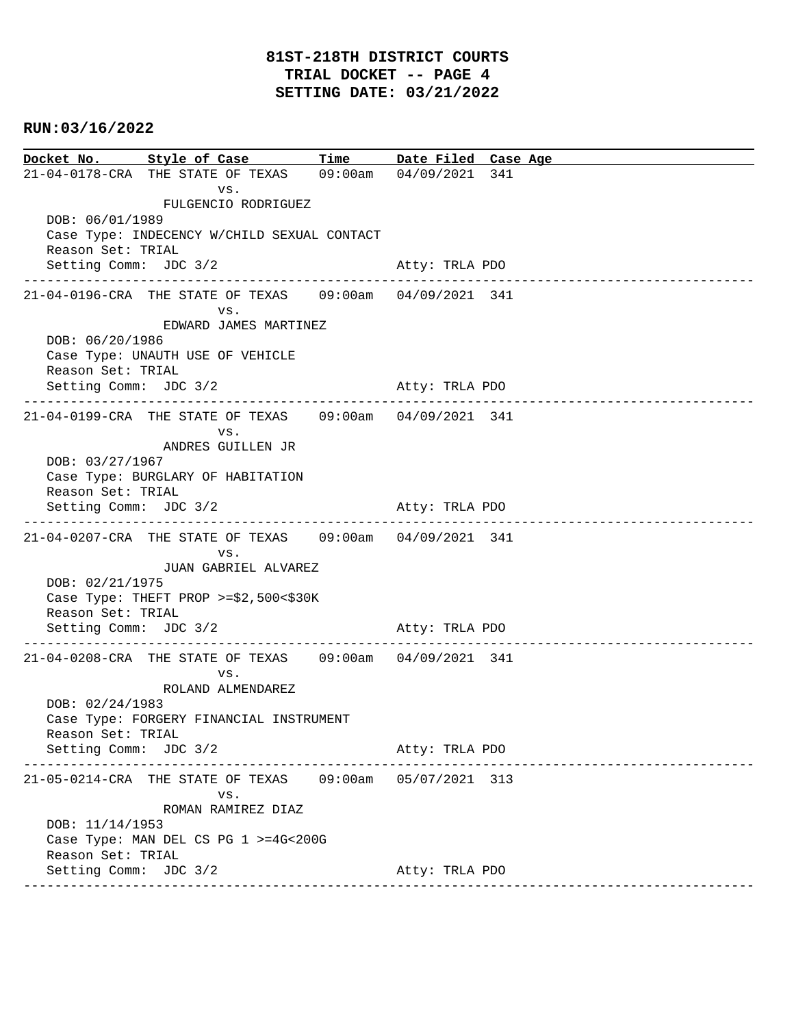# 81ST-218TH DISTRICT COURTS
## TRIAL DOCKET -- PAGE 4
## SETTING DATE: 03/21/2022

**RUN:03/16/2022**

| Docket No. | Style of Case | Time | Date Filed | Case Age |
|---|---|---|---|---|
| 21-04-0178-CRA | THE STATE OF TEXAS vs. FULGENCIO RODRIGUEZ | 09:00am | 04/09/2021 | 341 |

DOB: 06/01/1989
Case Type: INDECENCY W/CHILD SEXUAL CONTACT
Reason Set: TRIAL
Setting Comm: JDC 3/2 — Atty: TRLA PDO

---

| Docket No. | Style of Case | Time | Date Filed | Case Age |
|---|---|---|---|---|
| 21-04-0196-CRA | THE STATE OF TEXAS vs. EDWARD JAMES MARTINEZ | 09:00am | 04/09/2021 | 341 |

DOB: 06/20/1986
Case Type: UNAUTH USE OF VEHICLE
Reason Set: TRIAL
Setting Comm: JDC 3/2 — Atty: TRLA PDO

---

| Docket No. | Style of Case | Time | Date Filed | Case Age |
|---|---|---|---|---|
| 21-04-0199-CRA | THE STATE OF TEXAS vs. ANDRES GUILLEN JR | 09:00am | 04/09/2021 | 341 |

DOB: 03/27/1967
Case Type: BURGLARY OF HABITATION
Reason Set: TRIAL
Setting Comm: JDC 3/2 — Atty: TRLA PDO

---

| Docket No. | Style of Case | Time | Date Filed | Case Age |
|---|---|---|---|---|
| 21-04-0207-CRA | THE STATE OF TEXAS vs. JUAN GABRIEL ALVAREZ | 09:00am | 04/09/2021 | 341 |

DOB: 02/21/1975
Case Type: THEFT PROP >=$2,500<$30K
Reason Set: TRIAL
Setting Comm: JDC 3/2 — Atty: TRLA PDO

---

| Docket No. | Style of Case | Time | Date Filed | Case Age |
|---|---|---|---|---|
| 21-04-0208-CRA | THE STATE OF TEXAS vs. ROLAND ALMENDAREZ | 09:00am | 04/09/2021 | 341 |

DOB: 02/24/1983
Case Type: FORGERY FINANCIAL INSTRUMENT
Reason Set: TRIAL
Setting Comm: JDC 3/2 — Atty: TRLA PDO

---

| Docket No. | Style of Case | Time | Date Filed | Case Age |
|---|---|---|---|---|
| 21-05-0214-CRA | THE STATE OF TEXAS vs. ROMAN RAMIREZ DIAZ | 09:00am | 05/07/2021 | 313 |

DOB: 11/14/1953
Case Type: MAN DEL CS PG 1 >=4G<200G
Reason Set: TRIAL
Setting Comm: JDC 3/2 — Atty: TRLA PDO

---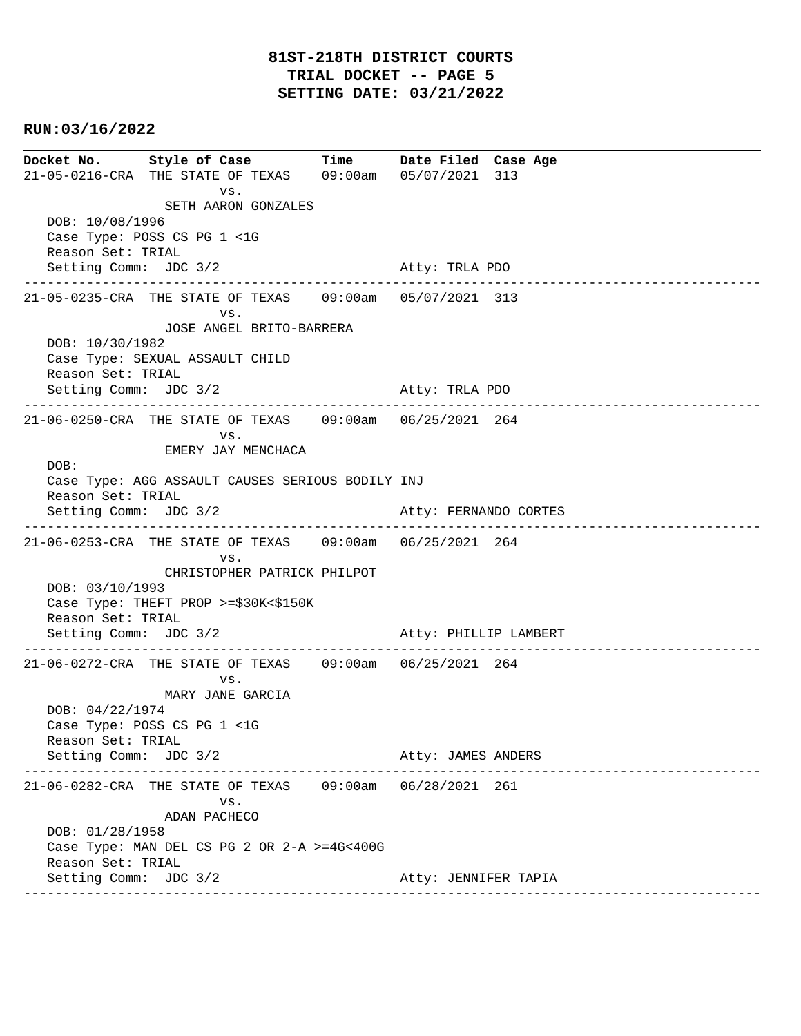**81ST-218TH DISTRICT COURTS**
**TRIAL DOCKET -- PAGE 5**
**SETTING DATE: 03/21/2022**

**RUN:03/16/2022**

| Docket No. | Style of Case | Time | Date Filed | Case Age |
|---|---|---|---|---|

---

21-05-0216-CRA THE STATE OF TEXAS 09:00am 05/07/2021 313
vs.
SETH AARON GONZALES
DOB: 10/08/1996
Case Type: POSS CS PG 1 <1G
Reason Set: TRIAL
Setting Comm: JDC 3/2 Atty: TRLA PDO

---

21-05-0235-CRA THE STATE OF TEXAS 09:00am 05/07/2021 313
vs.
JOSE ANGEL BRITO-BARRERA
DOB: 10/30/1982
Case Type: SEXUAL ASSAULT CHILD
Reason Set: TRIAL
Setting Comm: JDC 3/2 Atty: TRLA PDO

---

21-06-0250-CRA THE STATE OF TEXAS 09:00am 06/25/2021 264
vs.
EMERY JAY MENCHACA
DOB:
Case Type: AGG ASSAULT CAUSES SERIOUS BODILY INJ
Reason Set: TRIAL
Setting Comm: JDC 3/2 Atty: FERNANDO CORTES

---

21-06-0253-CRA THE STATE OF TEXAS 09:00am 06/25/2021 264
vs.
CHRISTOPHER PATRICK PHILPOT
DOB: 03/10/1993
Case Type: THEFT PROP >=$30K<$150K
Reason Set: TRIAL
Setting Comm: JDC 3/2 Atty: PHILLIP LAMBERT

---

21-06-0272-CRA THE STATE OF TEXAS 09:00am 06/25/2021 264
vs.
MARY JANE GARCIA
DOB: 04/22/1974
Case Type: POSS CS PG 1 <1G
Reason Set: TRIAL
Setting Comm: JDC 3/2 Atty: JAMES ANDERS

---

21-06-0282-CRA THE STATE OF TEXAS 09:00am 06/28/2021 261
vs.
ADAN PACHECO
DOB: 01/28/1958
Case Type: MAN DEL CS PG 2 OR 2-A >=4G<400G
Reason Set: TRIAL
Setting Comm: JDC 3/2 Atty: JENNIFER TAPIA

---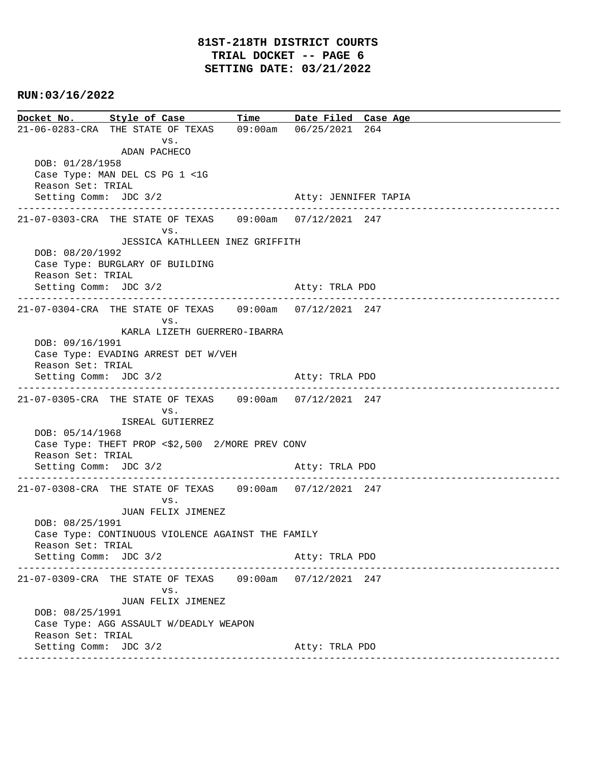**81ST-218TH DISTRICT COURTS**
**TRIAL DOCKET -- PAGE 6**
**SETTING DATE: 03/21/2022**

**RUN:03/16/2022**

| Docket No. | Style of Case | Time | Date Filed | Case Age |
|---|---|---|---|---|
| 21-06-0283-CRA | THE STATE OF TEXAS vs. ADAN PACHECO | 09:00am | 06/25/2021 | 264 |

DOB: 01/28/1958
Case Type: MAN DEL CS PG 1 <1G
Reason Set: TRIAL
Setting Comm: JDC 3/2 — Atty: JENNIFER TAPIA

---

| Docket No. | Style of Case | Time | Date Filed | Case Age |
|---|---|---|---|---|
| 21-07-0303-CRA | THE STATE OF TEXAS vs. JESSICA KATHLLEEN INEZ GRIFFITH | 09:00am | 07/12/2021 | 247 |

DOB: 08/20/1992
Case Type: BURGLARY OF BUILDING
Reason Set: TRIAL
Setting Comm: JDC 3/2 — Atty: TRLA PDO

---

| Docket No. | Style of Case | Time | Date Filed | Case Age |
|---|---|---|---|---|
| 21-07-0304-CRA | THE STATE OF TEXAS vs. KARLA LIZETH GUERRERO-IBARRA | 09:00am | 07/12/2021 | 247 |

DOB: 09/16/1991
Case Type: EVADING ARREST DET W/VEH
Reason Set: TRIAL
Setting Comm: JDC 3/2 — Atty: TRLA PDO

---

| Docket No. | Style of Case | Time | Date Filed | Case Age |
|---|---|---|---|---|
| 21-07-0305-CRA | THE STATE OF TEXAS vs. ISREAL GUTIERREZ | 09:00am | 07/12/2021 | 247 |

DOB: 05/14/1968
Case Type: THEFT PROP <$2,500 2/MORE PREV CONV
Reason Set: TRIAL
Setting Comm: JDC 3/2 — Atty: TRLA PDO

---

| Docket No. | Style of Case | Time | Date Filed | Case Age |
|---|---|---|---|---|
| 21-07-0308-CRA | THE STATE OF TEXAS vs. JUAN FELIX JIMENEZ | 09:00am | 07/12/2021 | 247 |

DOB: 08/25/1991
Case Type: CONTINUOUS VIOLENCE AGAINST THE FAMILY
Reason Set: TRIAL
Setting Comm: JDC 3/2 — Atty: TRLA PDO

---

| Docket No. | Style of Case | Time | Date Filed | Case Age |
|---|---|---|---|---|
| 21-07-0309-CRA | THE STATE OF TEXAS vs. JUAN FELIX JIMENEZ | 09:00am | 07/12/2021 | 247 |

DOB: 08/25/1991
Case Type: AGG ASSAULT W/DEADLY WEAPON
Reason Set: TRIAL
Setting Comm: JDC 3/2 — Atty: TRLA PDO

---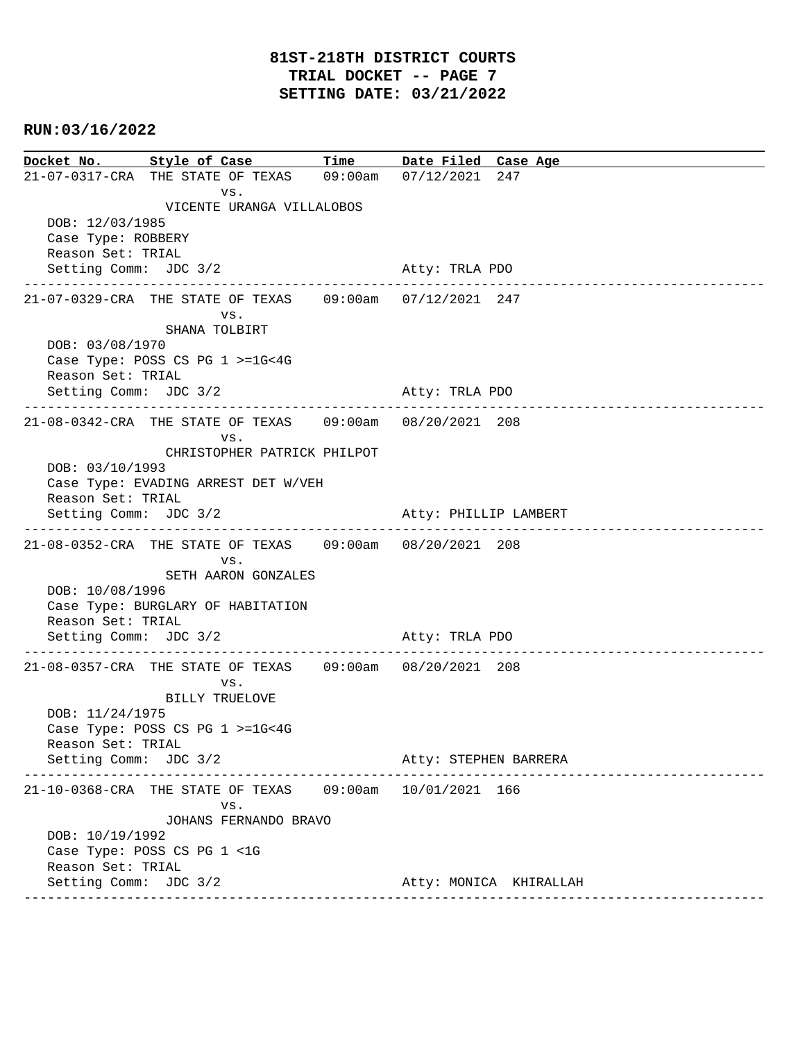# 81ST-218TH DISTRICT COURTS
## TRIAL DOCKET -- PAGE 7
## SETTING DATE: 03/21/2022

**RUN:03/16/2022**

| Docket No. | Style of Case | Time | Date Filed | Case Age |
|---|---|---|---|---|
| 21-07-0317-CRA | THE STATE OF TEXAS vs. VICENTE URANGA VILLALOBOS | 09:00am | 07/12/2021 | 247 |

DOB: 12/03/1985
Case Type: ROBBERY
Reason Set: TRIAL
Setting Comm: JDC 3/2 Atty: TRLA PDO

---

| Docket No. | Style of Case | Time | Date Filed | Case Age |
|---|---|---|---|---|
| 21-07-0329-CRA | THE STATE OF TEXAS vs. SHANA TOLBIRT | 09:00am | 07/12/2021 | 247 |

DOB: 03/08/1970
Case Type: POSS CS PG 1 >=1G<4G
Reason Set: TRIAL
Setting Comm: JDC 3/2 Atty: TRLA PDO

---

| Docket No. | Style of Case | Time | Date Filed | Case Age |
|---|---|---|---|---|
| 21-08-0342-CRA | THE STATE OF TEXAS vs. CHRISTOPHER PATRICK PHILPOT | 09:00am | 08/20/2021 | 208 |

DOB: 03/10/1993
Case Type: EVADING ARREST DET W/VEH
Reason Set: TRIAL
Setting Comm: JDC 3/2 Atty: PHILLIP LAMBERT

---

| Docket No. | Style of Case | Time | Date Filed | Case Age |
|---|---|---|---|---|
| 21-08-0352-CRA | THE STATE OF TEXAS vs. SETH AARON GONZALES | 09:00am | 08/20/2021 | 208 |

DOB: 10/08/1996
Case Type: BURGLARY OF HABITATION
Reason Set: TRIAL
Setting Comm: JDC 3/2 Atty: TRLA PDO

---

| Docket No. | Style of Case | Time | Date Filed | Case Age |
|---|---|---|---|---|
| 21-08-0357-CRA | THE STATE OF TEXAS vs. BILLY TRUELOVE | 09:00am | 08/20/2021 | 208 |

DOB: 11/24/1975
Case Type: POSS CS PG 1 >=1G<4G
Reason Set: TRIAL
Setting Comm: JDC 3/2 Atty: STEPHEN BARRERA

---

| Docket No. | Style of Case | Time | Date Filed | Case Age |
|---|---|---|---|---|
| 21-10-0368-CRA | THE STATE OF TEXAS vs. JOHANS FERNANDO BRAVO | 09:00am | 10/01/2021 | 166 |

DOB: 10/19/1992
Case Type: POSS CS PG 1 <1G
Reason Set: TRIAL
Setting Comm: JDC 3/2 Atty: MONICA KHIRALLAH

---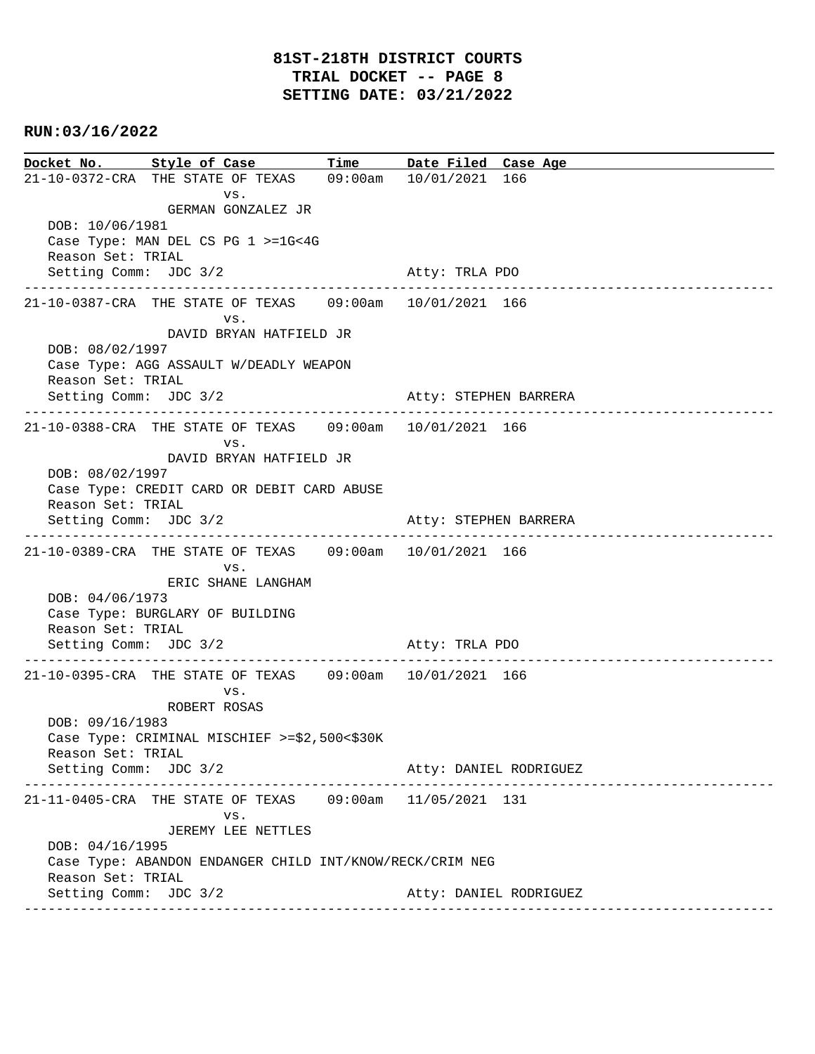# 81ST-218TH DISTRICT COURTS
## TRIAL DOCKET -- PAGE 8
## SETTING DATE: 03/21/2022

**RUN:03/16/2022**

| Docket No. | Style of Case | Time | Date Filed | Case Age |
|---|---|---|---|---|
| 21-10-0372-CRA | THE STATE OF TEXAS vs. GERMAN GONZALEZ JR | 09:00am | 10/01/2021 | 166 |

DOB: 10/06/1981
Case Type: MAN DEL CS PG 1 >=1G<4G
Reason Set: TRIAL
Setting Comm: JDC 3/2 — Atty: TRLA PDO

---

| Docket No. | Style of Case | Time | Date Filed | Case Age |
|---|---|---|---|---|
| 21-10-0387-CRA | THE STATE OF TEXAS vs. DAVID BRYAN HATFIELD JR | 09:00am | 10/01/2021 | 166 |

DOB: 08/02/1997
Case Type: AGG ASSAULT W/DEADLY WEAPON
Reason Set: TRIAL
Setting Comm: JDC 3/2 — Atty: STEPHEN BARRERA

---

| Docket No. | Style of Case | Time | Date Filed | Case Age |
|---|---|---|---|---|
| 21-10-0388-CRA | THE STATE OF TEXAS vs. DAVID BRYAN HATFIELD JR | 09:00am | 10/01/2021 | 166 |

DOB: 08/02/1997
Case Type: CREDIT CARD OR DEBIT CARD ABUSE
Reason Set: TRIAL
Setting Comm: JDC 3/2 — Atty: STEPHEN BARRERA

---

| Docket No. | Style of Case | Time | Date Filed | Case Age |
|---|---|---|---|---|
| 21-10-0389-CRA | THE STATE OF TEXAS vs. ERIC SHANE LANGHAM | 09:00am | 10/01/2021 | 166 |

DOB: 04/06/1973
Case Type: BURGLARY OF BUILDING
Reason Set: TRIAL
Setting Comm: JDC 3/2 — Atty: TRLA PDO

---

| Docket No. | Style of Case | Time | Date Filed | Case Age |
|---|---|---|---|---|
| 21-10-0395-CRA | THE STATE OF TEXAS vs. ROBERT ROSAS | 09:00am | 10/01/2021 | 166 |

DOB: 09/16/1983
Case Type: CRIMINAL MISCHIEF >=$2,500<$30K
Reason Set: TRIAL
Setting Comm: JDC 3/2 — Atty: DANIEL RODRIGUEZ

---

| Docket No. | Style of Case | Time | Date Filed | Case Age |
|---|---|---|---|---|
| 21-11-0405-CRA | THE STATE OF TEXAS vs. JEREMY LEE NETTLES | 09:00am | 11/05/2021 | 131 |

DOB: 04/16/1995
Case Type: ABANDON ENDANGER CHILD INT/KNOW/RECK/CRIM NEG
Reason Set: TRIAL
Setting Comm: JDC 3/2 — Atty: DANIEL RODRIGUEZ

---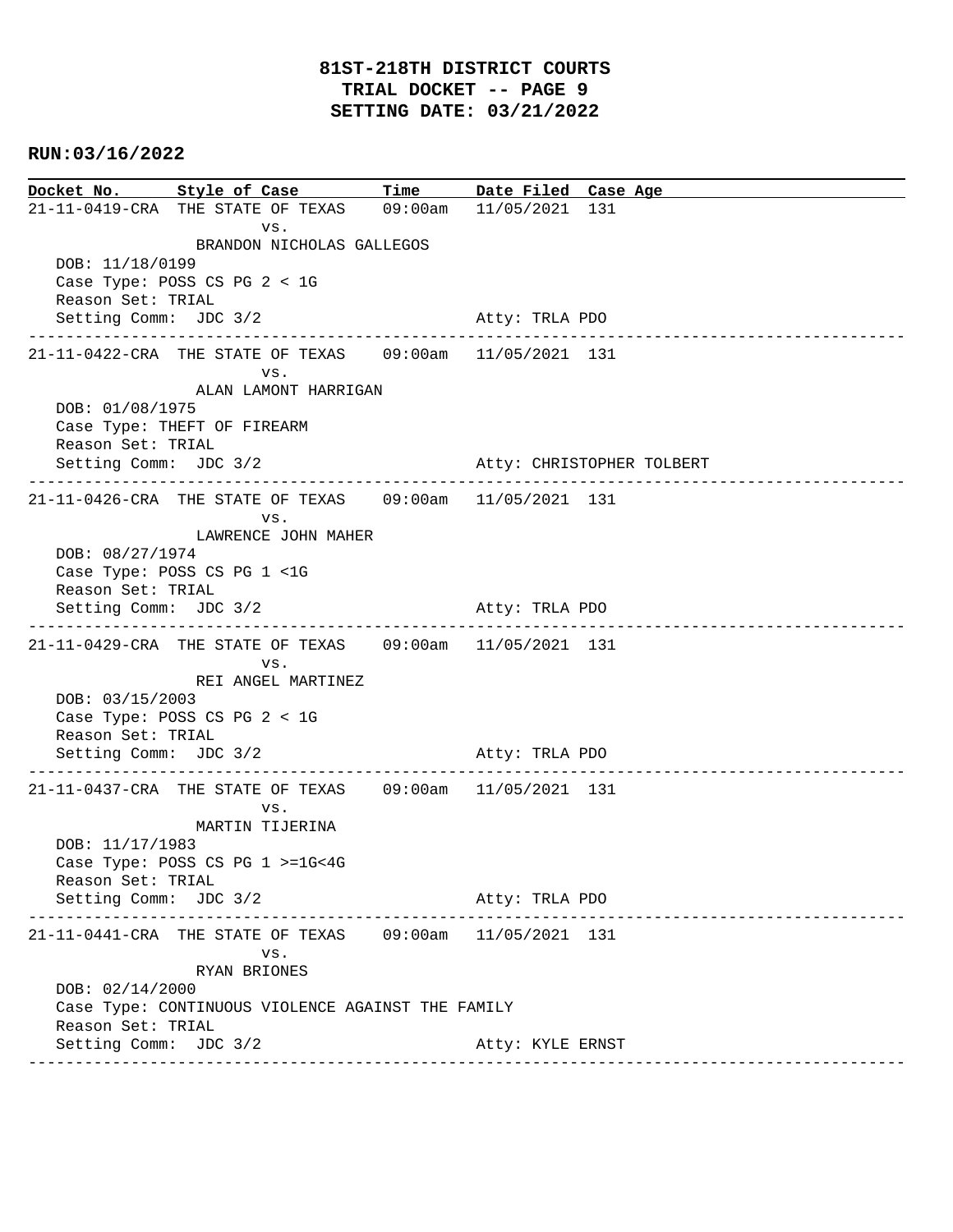**81ST-218TH DISTRICT COURTS**
**TRIAL DOCKET -- PAGE 9**
**SETTING DATE: 03/21/2022**

**RUN:03/16/2022**

| Docket No. | Style of Case | Time | Date Filed | Case Age |
|---|---|---|---|---|

21-11-0419-CRA THE STATE OF TEXAS 09:00am 11/05/2021 131
vs.
BRANDON NICHOLAS GALLEGOS
DOB: 11/18/0199
Case Type: POSS CS PG 2 < 1G
Reason Set: TRIAL
Setting Comm: JDC 3/2 Atty: TRLA PDO

---

21-11-0422-CRA THE STATE OF TEXAS 09:00am 11/05/2021 131
vs.
ALAN LAMONT HARRIGAN
DOB: 01/08/1975
Case Type: THEFT OF FIREARM
Reason Set: TRIAL
Setting Comm: JDC 3/2 Atty: CHRISTOPHER TOLBERT

---

21-11-0426-CRA THE STATE OF TEXAS 09:00am 11/05/2021 131
vs.
LAWRENCE JOHN MAHER
DOB: 08/27/1974
Case Type: POSS CS PG 1 <1G
Reason Set: TRIAL
Setting Comm: JDC 3/2 Atty: TRLA PDO

---

21-11-0429-CRA THE STATE OF TEXAS 09:00am 11/05/2021 131
vs.
REI ANGEL MARTINEZ
DOB: 03/15/2003
Case Type: POSS CS PG 2 < 1G
Reason Set: TRIAL
Setting Comm: JDC 3/2 Atty: TRLA PDO

---

21-11-0437-CRA THE STATE OF TEXAS 09:00am 11/05/2021 131
vs.
MARTIN TIJERINA
DOB: 11/17/1983
Case Type: POSS CS PG 1 >=1G<4G
Reason Set: TRIAL
Setting Comm: JDC 3/2 Atty: TRLA PDO

---

21-11-0441-CRA THE STATE OF TEXAS 09:00am 11/05/2021 131
vs.
RYAN BRIONES
DOB: 02/14/2000
Case Type: CONTINUOUS VIOLENCE AGAINST THE FAMILY
Reason Set: TRIAL
Setting Comm: JDC 3/2 Atty: KYLE ERNST

---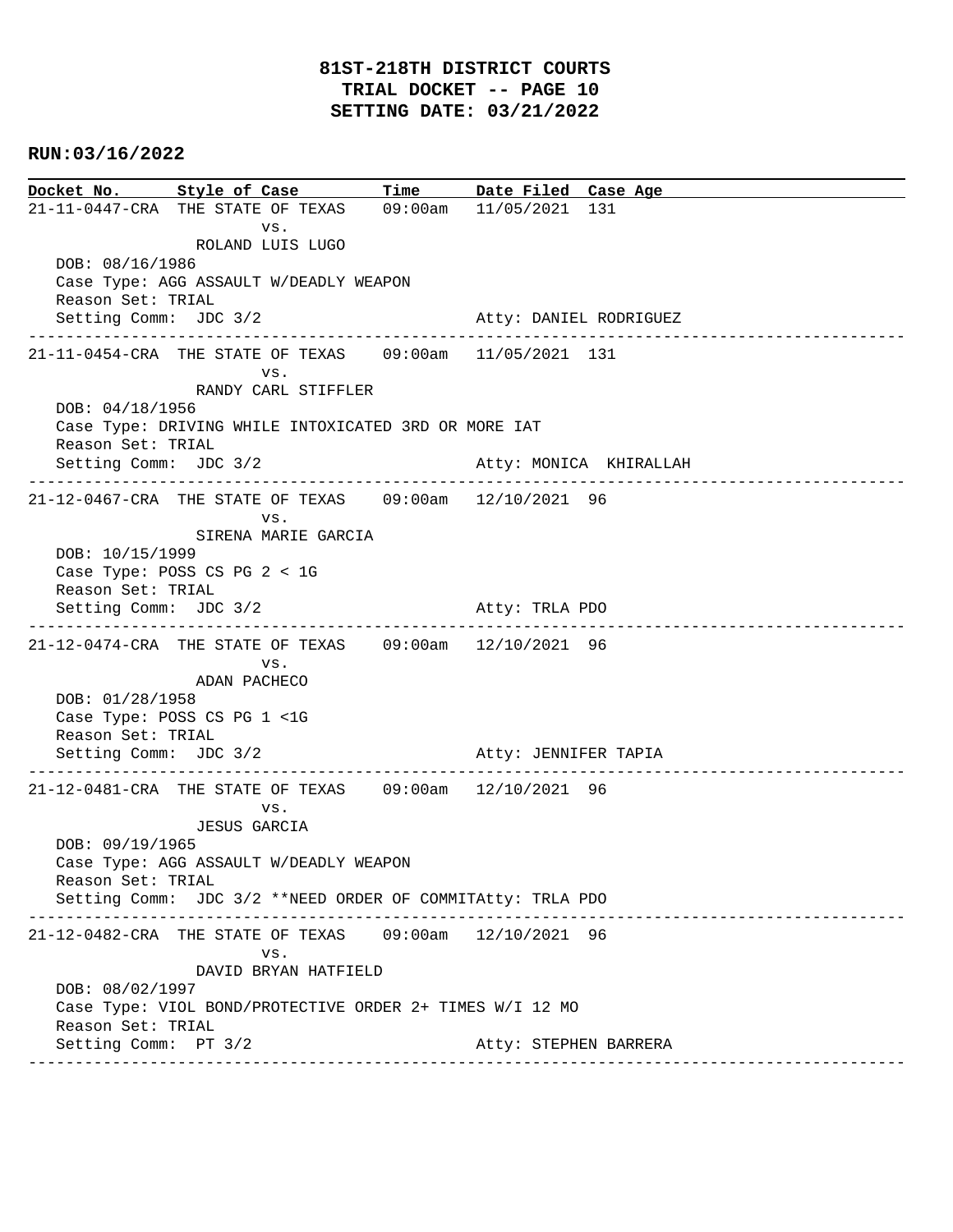# 81ST-218TH DISTRICT COURTS
## TRIAL DOCKET -- PAGE 10
## SETTING DATE: 03/21/2022

**RUN:03/16/2022**

| Docket No. | Style of Case | Time | Date Filed | Case Age |
|---|---|---|---|---|

```
21-11-0447-CRA  THE STATE OF TEXAS    09:00am  11/05/2021  131
                        vs.
                ROLAND LUIS LUGO
   DOB: 08/16/1986
   Case Type: AGG ASSAULT W/DEADLY WEAPON
   Reason Set: TRIAL
   Setting Comm:  JDC 3/2                        Atty: DANIEL RODRIGUEZ
---------------------------------------------------------------------------
21-11-0454-CRA  THE STATE OF TEXAS    09:00am  11/05/2021  131
                        vs.
                RANDY CARL STIFFLER
   DOB: 04/18/1956
   Case Type: DRIVING WHILE INTOXICATED 3RD OR MORE IAT
   Reason Set: TRIAL
   Setting Comm:  JDC 3/2                        Atty: MONICA  KHIRALLAH
---------------------------------------------------------------------------
21-12-0467-CRA  THE STATE OF TEXAS    09:00am  12/10/2021  96
                        vs.
                SIRENA MARIE GARCIA
   DOB: 10/15/1999
   Case Type: POSS CS PG 2 < 1G
   Reason Set: TRIAL
   Setting Comm:  JDC 3/2                        Atty: TRLA PDO
---------------------------------------------------------------------------
21-12-0474-CRA  THE STATE OF TEXAS    09:00am  12/10/2021  96
                        vs.
                ADAN PACHECO
   DOB: 01/28/1958
   Case Type: POSS CS PG 1 <1G
   Reason Set: TRIAL
   Setting Comm:  JDC 3/2                        Atty: JENNIFER TAPIA
---------------------------------------------------------------------------
21-12-0481-CRA  THE STATE OF TEXAS    09:00am  12/10/2021  96
                        vs.
                JESUS GARCIA
   DOB: 09/19/1965
   Case Type: AGG ASSAULT W/DEADLY WEAPON
   Reason Set: TRIAL
   Setting Comm:  JDC 3/2 **NEED ORDER OF COMMITAtty: TRLA PDO
---------------------------------------------------------------------------
21-12-0482-CRA  THE STATE OF TEXAS    09:00am  12/10/2021  96
                        vs.
                DAVID BRYAN HATFIELD
   DOB: 08/02/1997
   Case Type: VIOL BOND/PROTECTIVE ORDER 2+ TIMES W/I 12 MO
   Reason Set: TRIAL
   Setting Comm:  PT 3/2                         Atty: STEPHEN BARRERA
---------------------------------------------------------------------------
```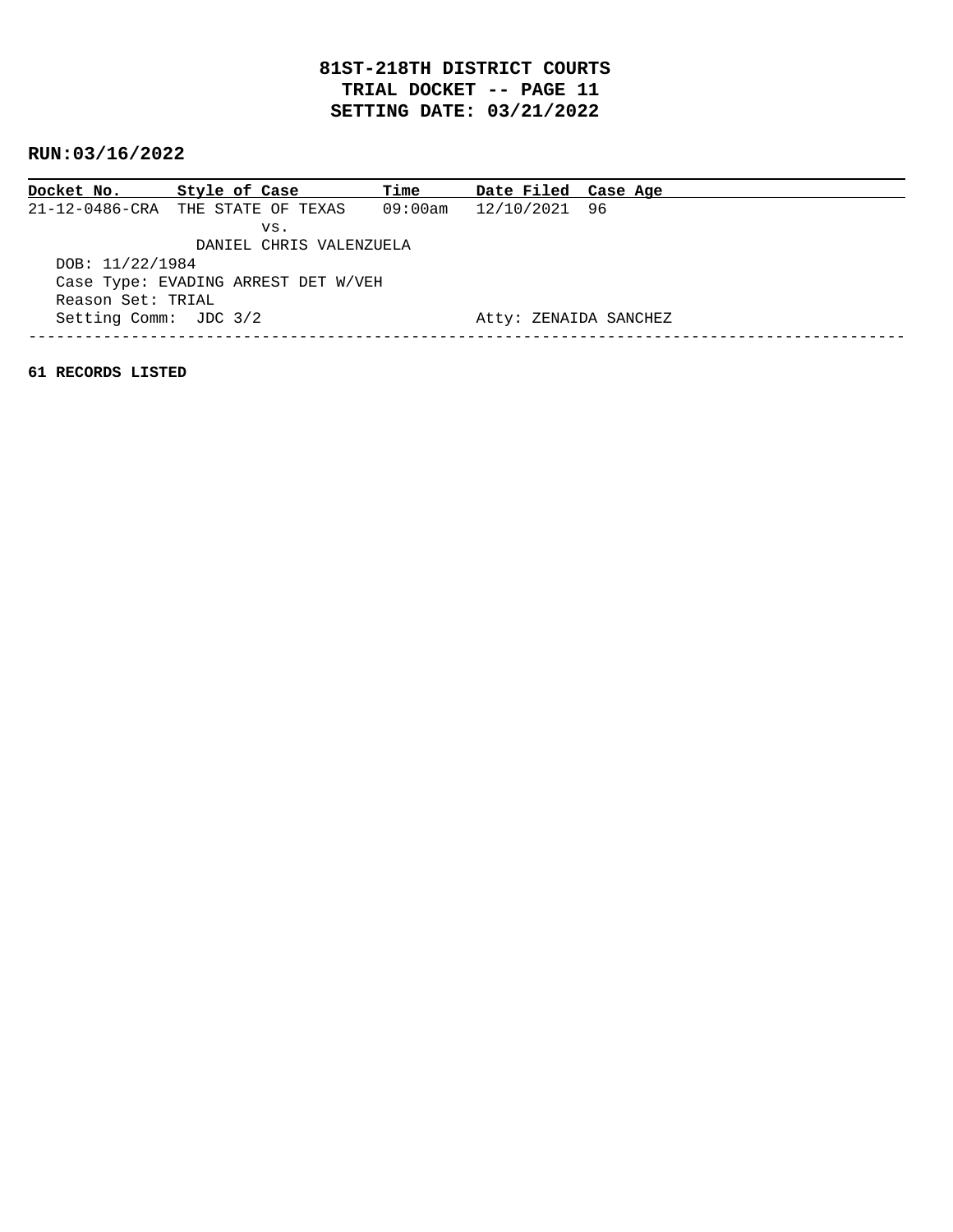**81ST-218TH DISTRICT COURTS**
**TRIAL DOCKET -- PAGE 11**
**SETTING DATE: 03/21/2022**

**RUN:03/16/2022**

| Docket No. | Style of Case | Time | Date Filed | Case Age |
|---|---|---|---|---|
| 21-12-0486-CRA | THE STATE OF TEXAS vs. DANIEL CHRIS VALENZUELA | 09:00am | 12/10/2021 | 96 |

DOB: 11/22/1984
Case Type: EVADING ARREST DET W/VEH
Reason Set: TRIAL
Setting Comm: JDC 3/2 Atty: ZENAIDA SANCHEZ

---

**61 RECORDS LISTED**